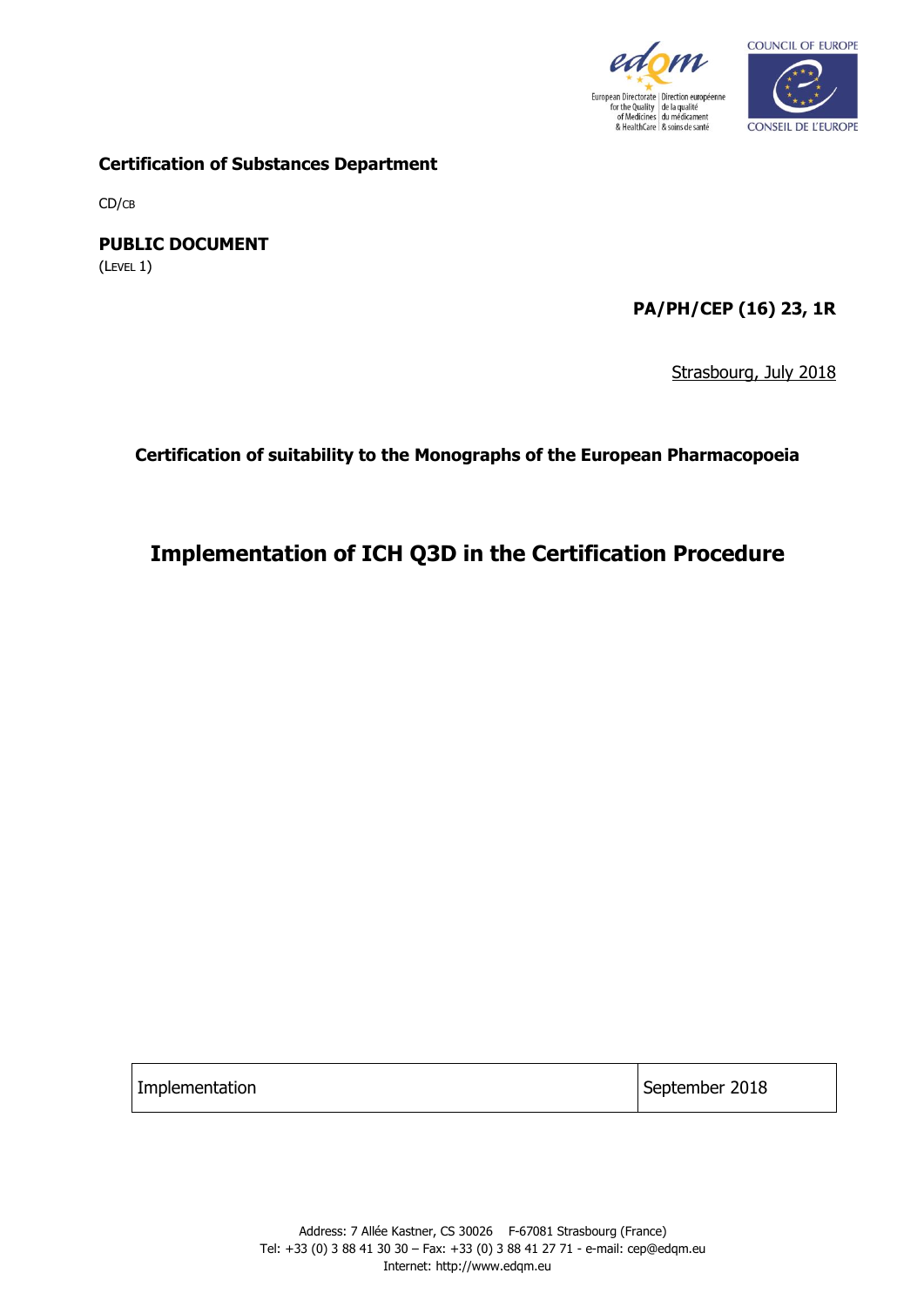**Certification of Substances Department**

CD/CB

**PUBLIC DOCUMENT**

(LEVEL 1)

**PA/PH/CEP (16) 23, 1R**

Strasbourg, July 2018

**Certification of suitability to the Monographs of the European Pharmacopoeia**

# Implementation of ICH Q3D in the Certification Procedure

| Implementation | September 2018 |
| --- | --- |

Address: 7 Allée Kastner, CS 30026 F-67081 Strasbourg (France)
Tel: +33 (0) 3 88 41 30 30 – Fax: +33 (0) 3 88 41 27 71 - e-mail: cep@edqm.eu
Internet: http://www.edqm.eu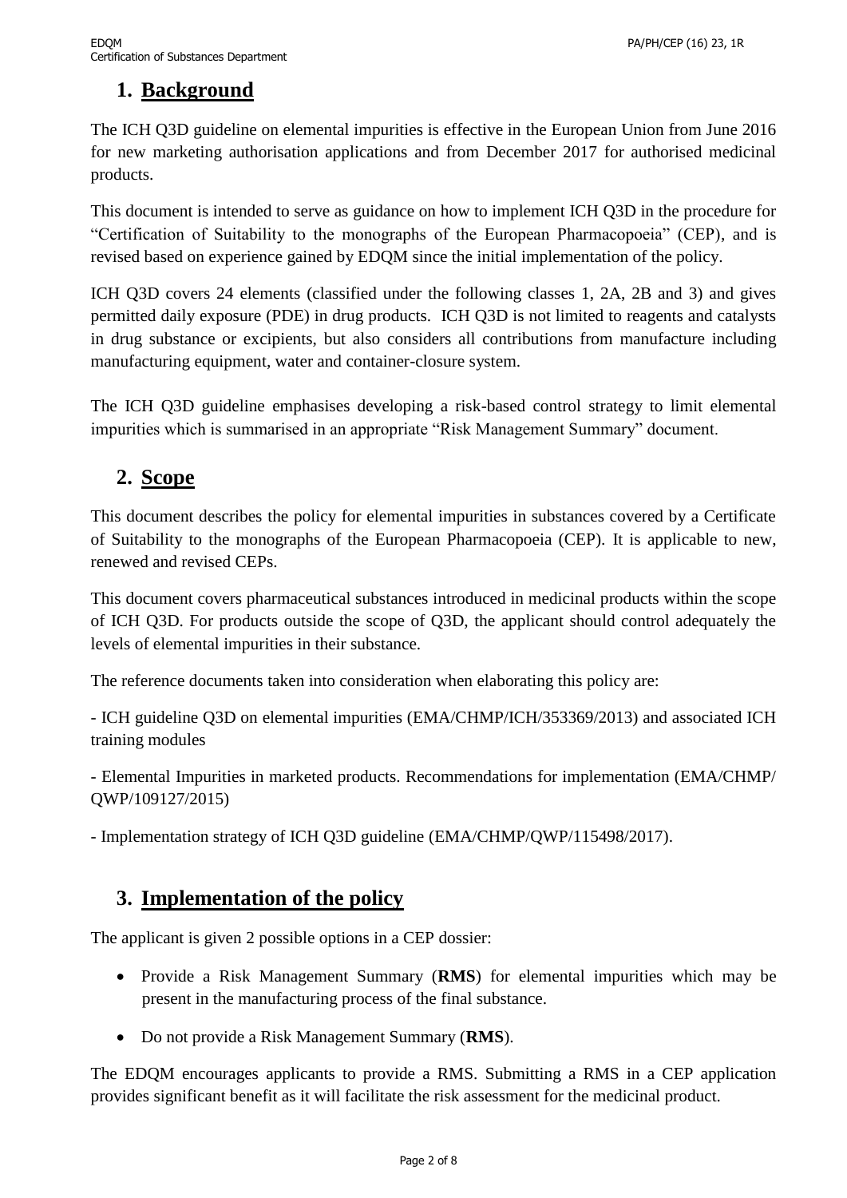## 1. Background

The ICH Q3D guideline on elemental impurities is effective in the European Union from June 2016 for new marketing authorisation applications and from December 2017 for authorised medicinal products.

This document is intended to serve as guidance on how to implement ICH Q3D in the procedure for "Certification of Suitability to the monographs of the European Pharmacopoeia" (CEP), and is revised based on experience gained by EDQM since the initial implementation of the policy.

ICH Q3D covers 24 elements (classified under the following classes 1, 2A, 2B and 3) and gives permitted daily exposure (PDE) in drug products. ICH Q3D is not limited to reagents and catalysts in drug substance or excipients, but also considers all contributions from manufacture including manufacturing equipment, water and container-closure system.

The ICH Q3D guideline emphasises developing a risk-based control strategy to limit elemental impurities which is summarised in an appropriate "Risk Management Summary" document.

## 2. Scope

This document describes the policy for elemental impurities in substances covered by a Certificate of Suitability to the monographs of the European Pharmacopoeia (CEP). It is applicable to new, renewed and revised CEPs.

This document covers pharmaceutical substances introduced in medicinal products within the scope of ICH Q3D. For products outside the scope of Q3D, the applicant should control adequately the levels of elemental impurities in their substance.

The reference documents taken into consideration when elaborating this policy are:

- ICH guideline Q3D on elemental impurities (EMA/CHMP/ICH/353369/2013) and associated ICH training modules

- Elemental Impurities in marketed products. Recommendations for implementation (EMA/CHMP/QWP/109127/2015)

- Implementation strategy of ICH Q3D guideline (EMA/CHMP/QWP/115498/2017).

## 3. Implementation of the policy

The applicant is given 2 possible options in a CEP dossier:

- Provide a Risk Management Summary (**RMS**) for elemental impurities which may be present in the manufacturing process of the final substance.
- Do not provide a Risk Management Summary (**RMS**).

The EDQM encourages applicants to provide a RMS. Submitting a RMS in a CEP application provides significant benefit as it will facilitate the risk assessment for the medicinal product.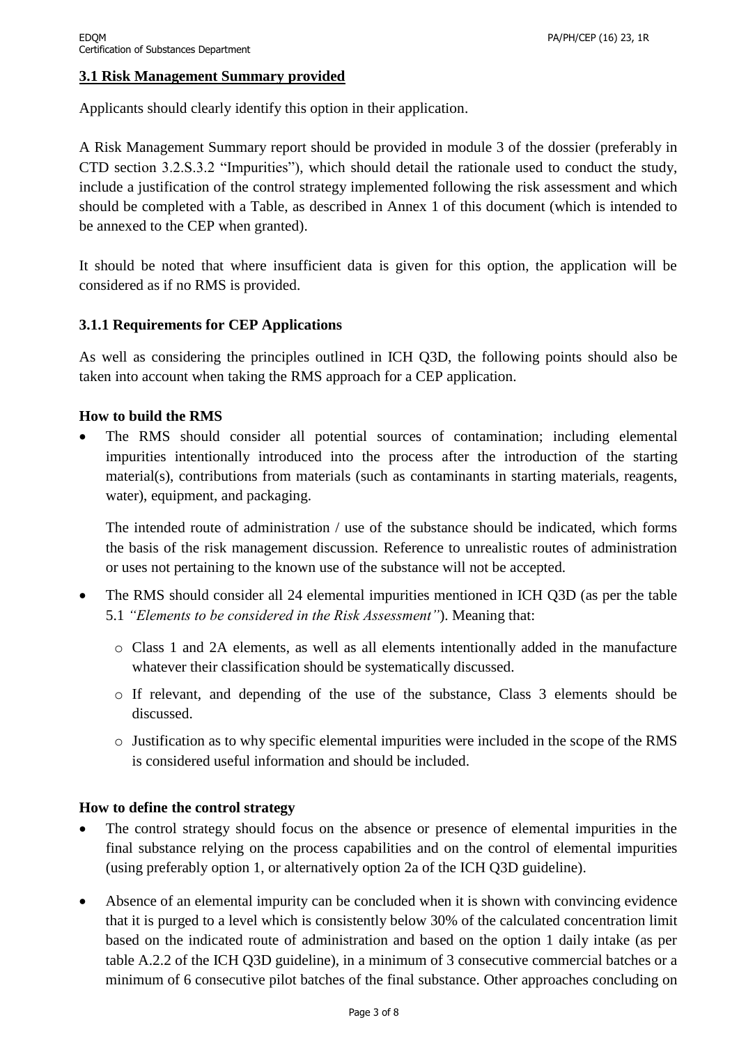### 3.1 Risk Management Summary provided

Applicants should clearly identify this option in their application.

A Risk Management Summary report should be provided in module 3 of the dossier (preferably in CTD section 3.2.S.3.2 "Impurities"), which should detail the rationale used to conduct the study, include a justification of the control strategy implemented following the risk assessment and which should be completed with a Table, as described in Annex 1 of this document (which is intended to be annexed to the CEP when granted).

It should be noted that where insufficient data is given for this option, the application will be considered as if no RMS is provided.

#### 3.1.1 Requirements for CEP Applications

As well as considering the principles outlined in ICH Q3D, the following points should also be taken into account when taking the RMS approach for a CEP application.

**How to build the RMS**

- The RMS should consider all potential sources of contamination; including elemental impurities intentionally introduced into the process after the introduction of the starting material(s), contributions from materials (such as contaminants in starting materials, reagents, water), equipment, and packaging.

  The intended route of administration / use of the substance should be indicated, which forms the basis of the risk management discussion. Reference to unrealistic routes of administration or uses not pertaining to the known use of the substance will not be accepted.

- The RMS should consider all 24 elemental impurities mentioned in ICH Q3D (as per the table 5.1 *"Elements to be considered in the Risk Assessment"*). Meaning that:
  - Class 1 and 2A elements, as well as all elements intentionally added in the manufacture whatever their classification should be systematically discussed.
  - If relevant, and depending of the use of the substance, Class 3 elements should be discussed.
  - Justification as to why specific elemental impurities were included in the scope of the RMS is considered useful information and should be included.

**How to define the control strategy**

- The control strategy should focus on the absence or presence of elemental impurities in the final substance relying on the process capabilities and on the control of elemental impurities (using preferably option 1, or alternatively option 2a of the ICH Q3D guideline).
- Absence of an elemental impurity can be concluded when it is shown with convincing evidence that it is purged to a level which is consistently below 30% of the calculated concentration limit based on the indicated route of administration and based on the option 1 daily intake (as per table A.2.2 of the ICH Q3D guideline), in a minimum of 3 consecutive commercial batches or a minimum of 6 consecutive pilot batches of the final substance. Other approaches concluding on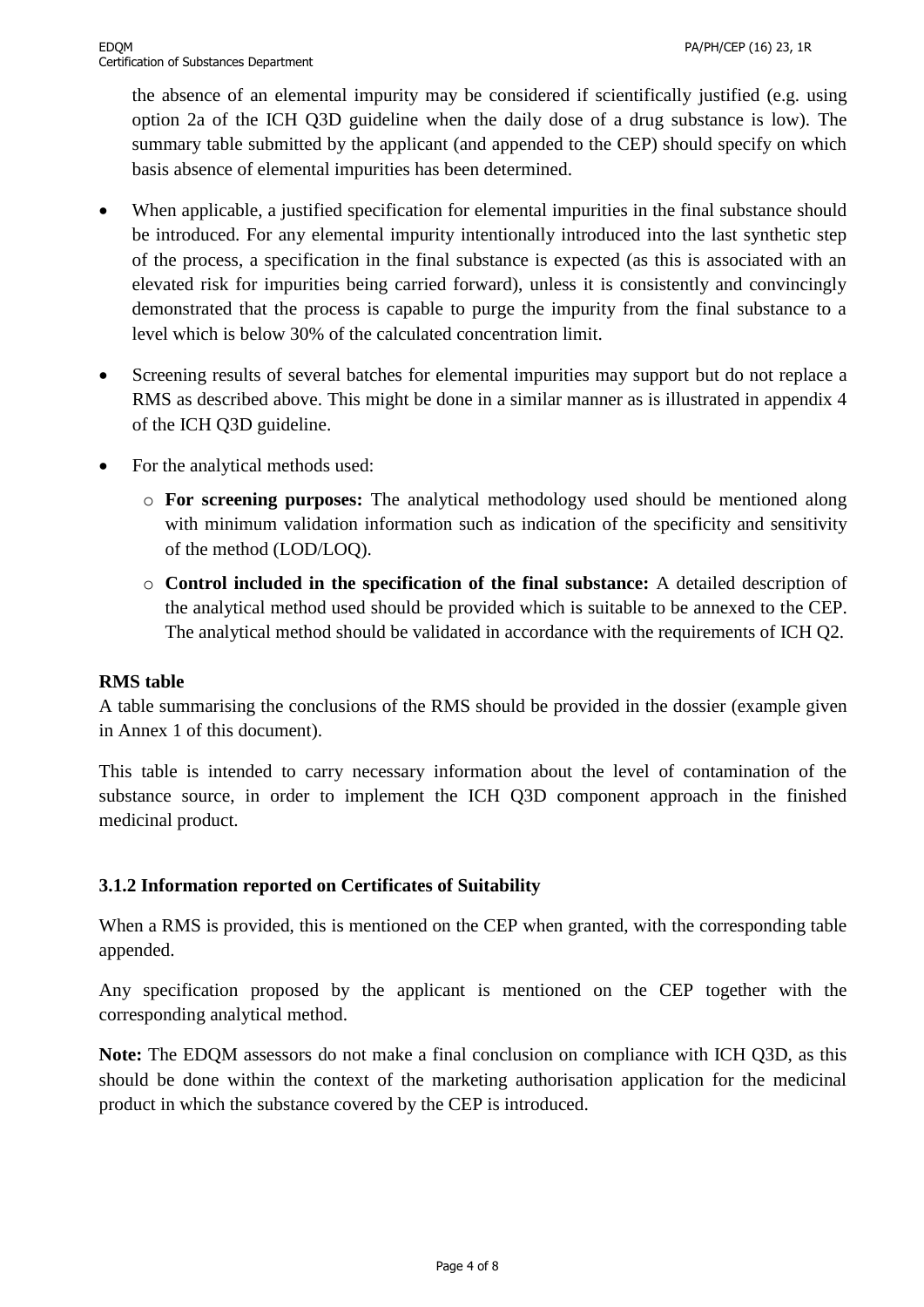the absence of an elemental impurity may be considered if scientifically justified (e.g. using option 2a of the ICH Q3D guideline when the daily dose of a drug substance is low). The summary table submitted by the applicant (and appended to the CEP) should specify on which basis absence of elemental impurities has been determined.

- When applicable, a justified specification for elemental impurities in the final substance should be introduced. For any elemental impurity intentionally introduced into the last synthetic step of the process, a specification in the final substance is expected (as this is associated with an elevated risk for impurities being carried forward), unless it is consistently and convincingly demonstrated that the process is capable to purge the impurity from the final substance to a level which is below 30% of the calculated concentration limit.

- Screening results of several batches for elemental impurities may support but do not replace a RMS as described above. This might be done in a similar manner as is illustrated in appendix 4 of the ICH Q3D guideline.

- For the analytical methods used:
  - **For screening purposes:** The analytical methodology used should be mentioned along with minimum validation information such as indication of the specificity and sensitivity of the method (LOD/LOQ).
  - **Control included in the specification of the final substance:** A detailed description of the analytical method used should be provided which is suitable to be annexed to the CEP. The analytical method should be validated in accordance with the requirements of ICH Q2.

**RMS table**

A table summarising the conclusions of the RMS should be provided in the dossier (example given in Annex 1 of this document).

This table is intended to carry necessary information about the level of contamination of the substance source, in order to implement the ICH Q3D component approach in the finished medicinal product.

### 3.1.2 Information reported on Certificates of Suitability

When a RMS is provided, this is mentioned on the CEP when granted, with the corresponding table appended.

Any specification proposed by the applicant is mentioned on the CEP together with the corresponding analytical method.

**Note:** The EDQM assessors do not make a final conclusion on compliance with ICH Q3D, as this should be done within the context of the marketing authorisation application for the medicinal product in which the substance covered by the CEP is introduced.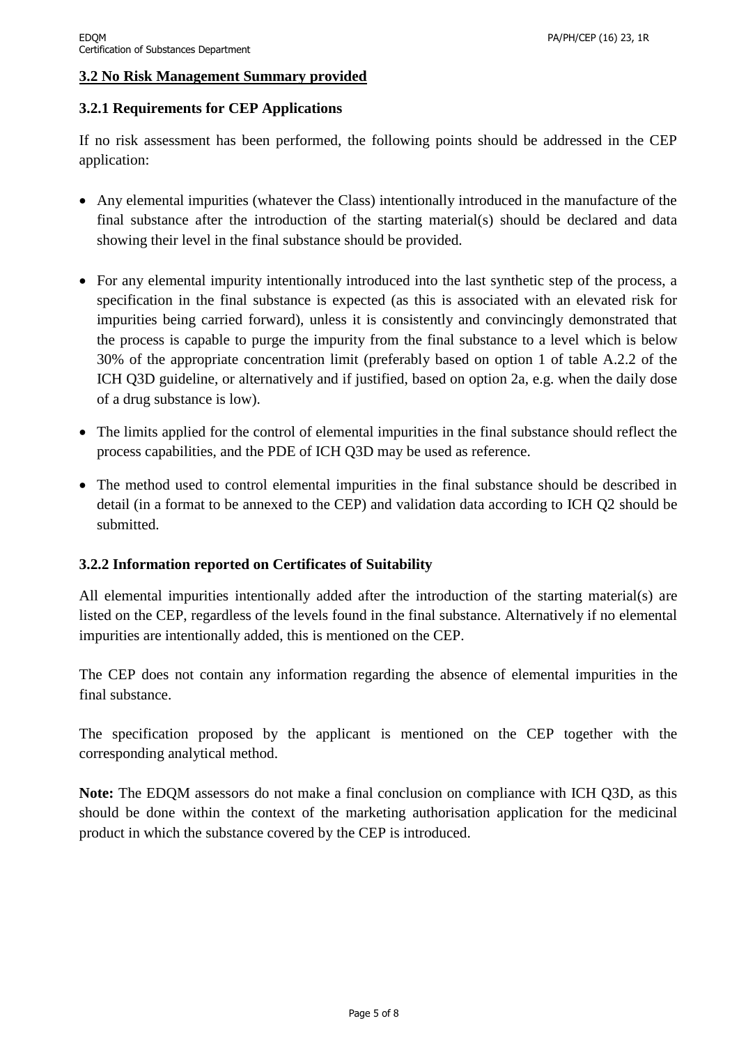## 3.2 No Risk Management Summary provided

### 3.2.1 Requirements for CEP Applications

If no risk assessment has been performed, the following points should be addressed in the CEP application:

- Any elemental impurities (whatever the Class) intentionally introduced in the manufacture of the final substance after the introduction of the starting material(s) should be declared and data showing their level in the final substance should be provided.
- For any elemental impurity intentionally introduced into the last synthetic step of the process, a specification in the final substance is expected (as this is associated with an elevated risk for impurities being carried forward), unless it is consistently and convincingly demonstrated that the process is capable to purge the impurity from the final substance to a level which is below 30% of the appropriate concentration limit (preferably based on option 1 of table A.2.2 of the ICH Q3D guideline, or alternatively and if justified, based on option 2a, e.g. when the daily dose of a drug substance is low).
- The limits applied for the control of elemental impurities in the final substance should reflect the process capabilities, and the PDE of ICH Q3D may be used as reference.
- The method used to control elemental impurities in the final substance should be described in detail (in a format to be annexed to the CEP) and validation data according to ICH Q2 should be submitted.

### 3.2.2 Information reported on Certificates of Suitability

All elemental impurities intentionally added after the introduction of the starting material(s) are listed on the CEP, regardless of the levels found in the final substance. Alternatively if no elemental impurities are intentionally added, this is mentioned on the CEP.

The CEP does not contain any information regarding the absence of elemental impurities in the final substance.

The specification proposed by the applicant is mentioned on the CEP together with the corresponding analytical method.

**Note:** The EDQM assessors do not make a final conclusion on compliance with ICH Q3D, as this should be done within the context of the marketing authorisation application for the medicinal product in which the substance covered by the CEP is introduced.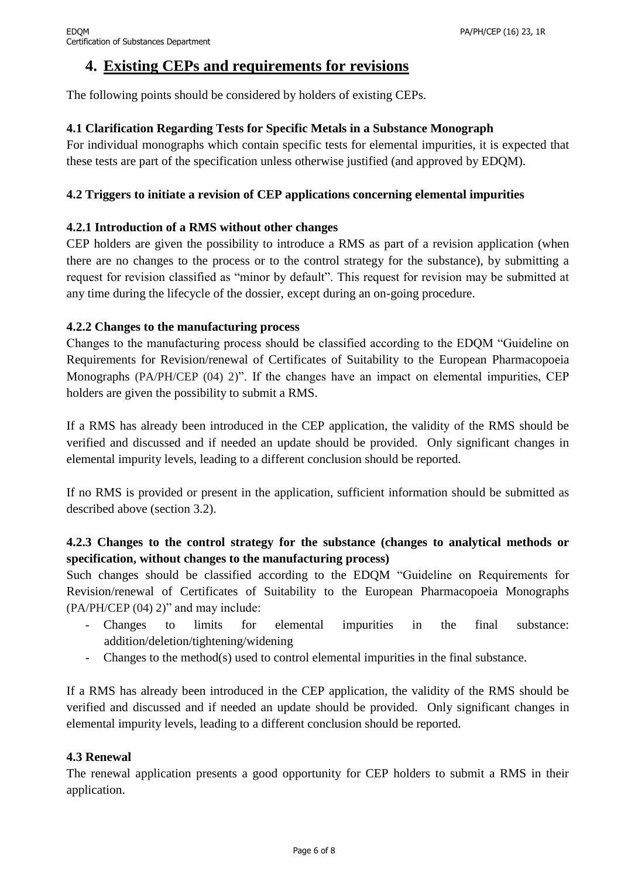# 4. Existing CEPs and requirements for revisions

The following points should be considered by holders of existing CEPs.

### 4.1 Clarification Regarding Tests for Specific Metals in a Substance Monograph

For individual monographs which contain specific tests for elemental impurities, it is expected that these tests are part of the specification unless otherwise justified (and approved by EDQM).

### 4.2 Triggers to initiate a revision of CEP applications concerning elemental impurities

#### 4.2.1 Introduction of a RMS without other changes

CEP holders are given the possibility to introduce a RMS as part of a revision application (when there are no changes to the process or to the control strategy for the substance), by submitting a request for revision classified as "minor by default". This request for revision may be submitted at any time during the lifecycle of the dossier, except during an on-going procedure.

#### 4.2.2 Changes to the manufacturing process

Changes to the manufacturing process should be classified according to the EDQM "Guideline on Requirements for Revision/renewal of Certificates of Suitability to the European Pharmacopoeia Monographs (PA/PH/CEP (04) 2)". If the changes have an impact on elemental impurities, CEP holders are given the possibility to submit a RMS.

If a RMS has already been introduced in the CEP application, the validity of the RMS should be verified and discussed and if needed an update should be provided. Only significant changes in elemental impurity levels, leading to a different conclusion should be reported.

If no RMS is provided or present in the application, sufficient information should be submitted as described above (section 3.2).

#### 4.2.3 Changes to the control strategy for the substance (changes to analytical methods or specification, without changes to the manufacturing process)

Such changes should be classified according to the EDQM "Guideline on Requirements for Revision/renewal of Certificates of Suitability to the European Pharmacopoeia Monographs (PA/PH/CEP (04) 2)" and may include:

- Changes to limits for elemental impurities in the final substance: addition/deletion/tightening/widening
- Changes to the method(s) used to control elemental impurities in the final substance.

If a RMS has already been introduced in the CEP application, the validity of the RMS should be verified and discussed and if needed an update should be provided. Only significant changes in elemental impurity levels, leading to a different conclusion should be reported.

### 4.3 Renewal

The renewal application presents a good opportunity for CEP holders to submit a RMS in their application.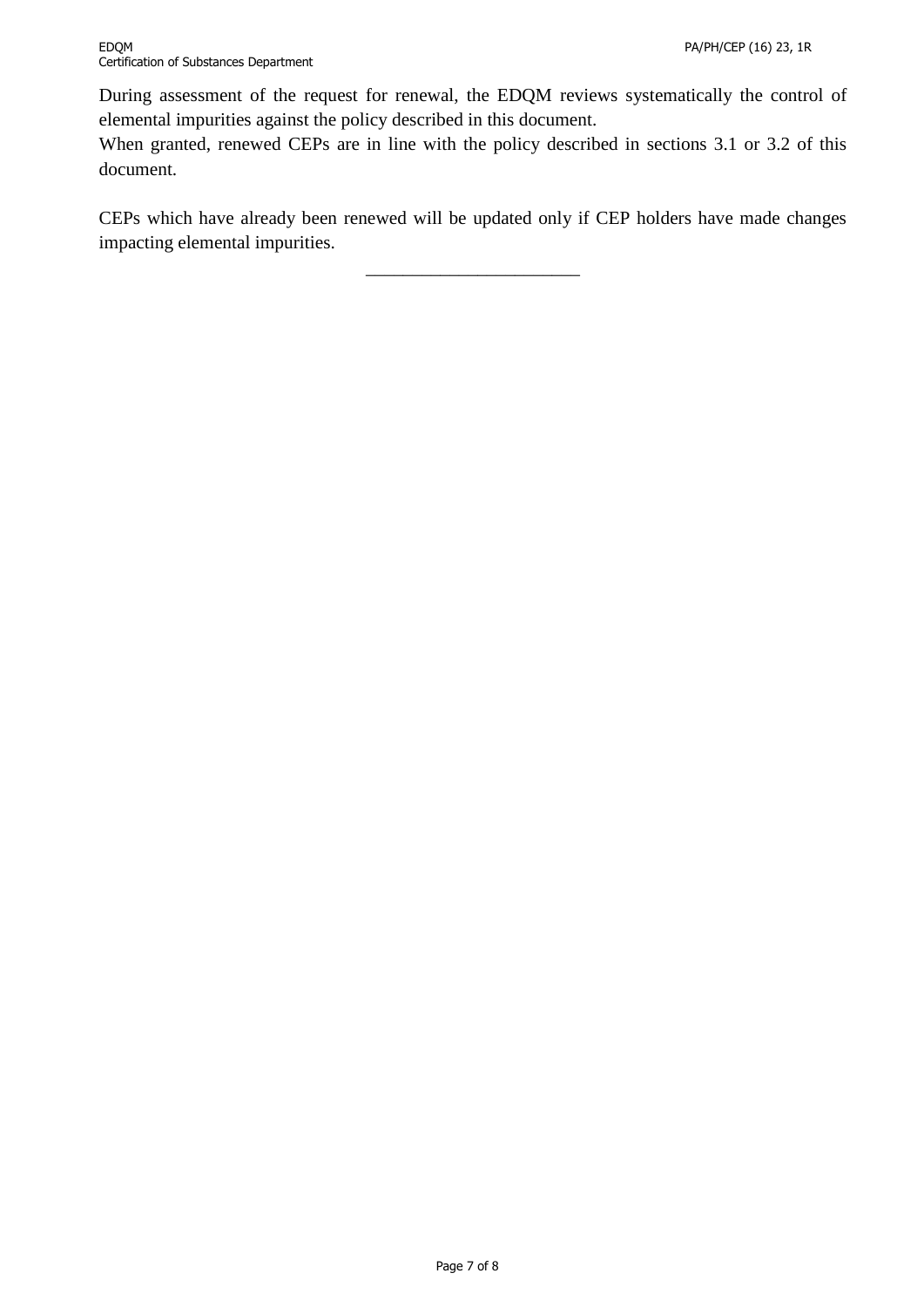During assessment of the request for renewal, the EDQM reviews systematically the control of elemental impurities against the policy described in this document.
When granted, renewed CEPs are in line with the policy described in sections 3.1 or 3.2 of this document.

CEPs which have already been renewed will be updated only if CEP holders have made changes impacting elemental impurities.

---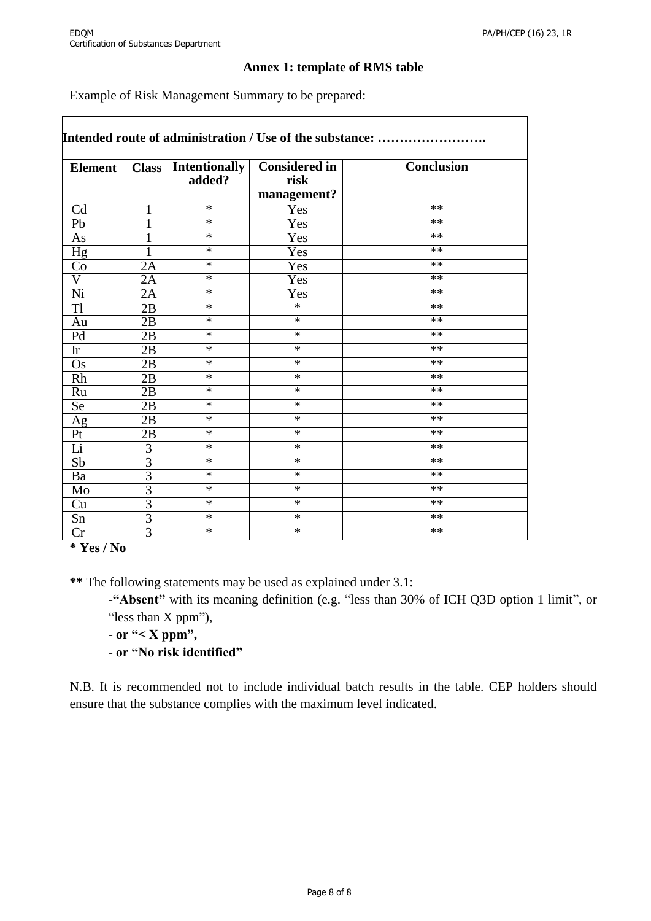## Annex 1: template of RMS table

Example of Risk Management Summary to be prepared:

| **Intended route of administration / Use of the substance: …………………….** | | | | |
|---|---|---|---|---|
| **Element** | **Class** | **Intentionally added?** | **Considered in risk management?** | **Conclusion** |
| Cd | 1 | * | Yes | ** |
| Pb | 1 | * | Yes | ** |
| As | 1 | * | Yes | ** |
| Hg | 1 | * | Yes | ** |
| Co | 2A | * | Yes | ** |
| V | 2A | * | Yes | ** |
| Ni | 2A | * | Yes | ** |
| Tl | 2B | * | * | ** |
| Au | 2B | * | * | ** |
| Pd | 2B | * | * | ** |
| Ir | 2B | * | * | ** |
| Os | 2B | * | * | ** |
| Rh | 2B | * | * | ** |
| Ru | 2B | * | * | ** |
| Se | 2B | * | * | ** |
| Ag | 2B | * | * | ** |
| Pt | 2B | * | * | ** |
| Li | 3 | * | * | ** |
| Sb | 3 | * | * | ** |
| Ba | 3 | * | * | ** |
| Mo | 3 | * | * | ** |
| Cu | 3 | * | * | ** |
| Sn | 3 | * | * | ** |
| Cr | 3 | * | * | ** |

**\* Yes / No**

**\*\*** The following statements may be used as explained under 3.1:

- **"Absent"** with its meaning definition (e.g. "less than 30% of ICH Q3D option 1 limit", or "less than X ppm"),
- **or "< X ppm",**
- **or "No risk identified"**

N.B. It is recommended not to include individual batch results in the table. CEP holders should ensure that the substance complies with the maximum level indicated.